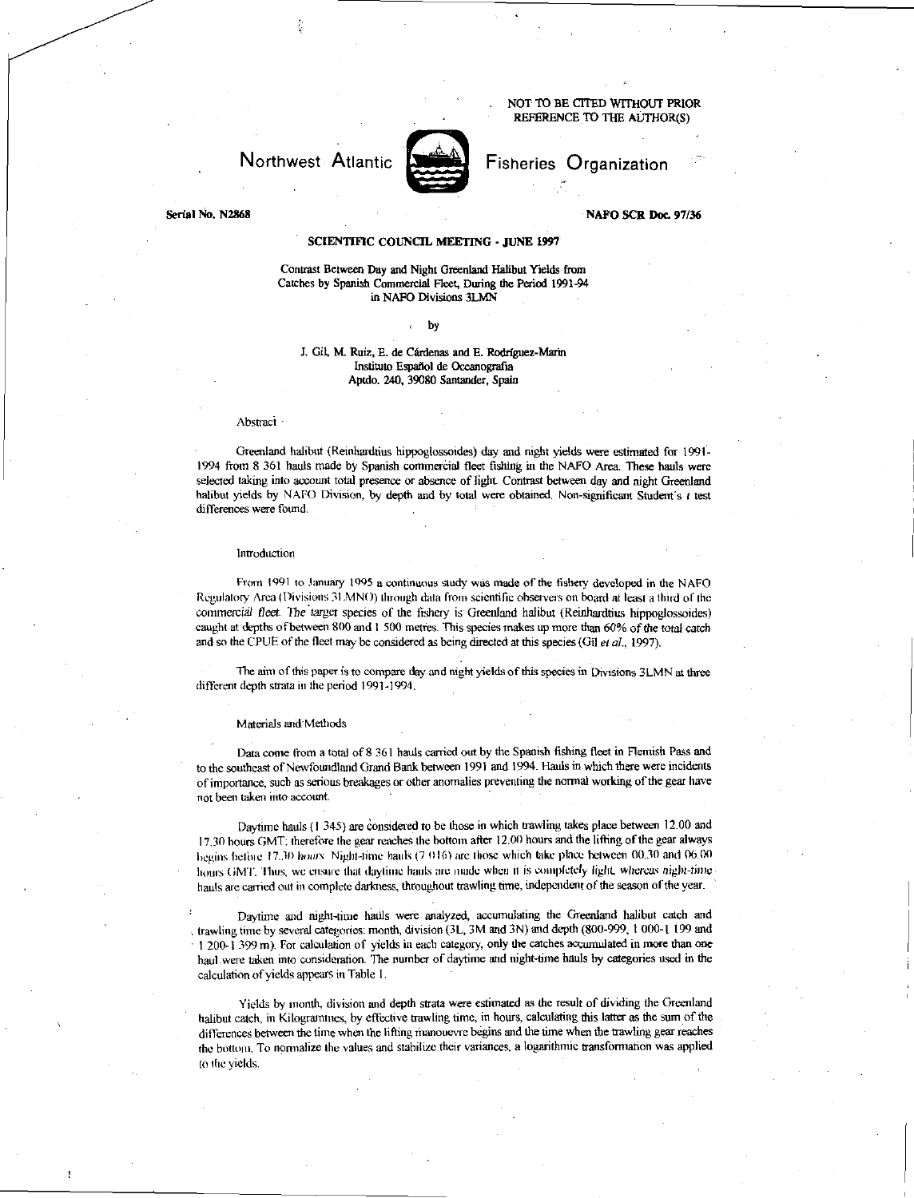NOT TO BE CITED WITHOUT PRIOR REFERENCE TO THE AUTHOR(S)

Northwest Atlantic Fisheries Organization

Serial No. N2868

NAFO SCR Doc. 97/36

**SCIENTIFIC COUNCIL MEETING - JUNE 1997**

# Contrast Between Day and Night Greenland Halibut Yields from Catches by Spanish Commercial Fleet, During the Period 1991-94 in NAFO Divisions 3LMN

by

J. Gil, M. Ruiz, E. de Cárdenas and E. Rodríguez-Marín
Instituto Español de Oceanografía
Aptdo. 240, 39080 Santander, Spain

## Abstract

Greenland halibut (Reinhardtius hippoglossoides) day and night yields were estimated for 1991-1994 from 8 361 hauls made by Spanish commercial fleet fishing in the NAFO Area. These hauls were selected taking into account total presence or absence of light. Contrast between day and night Greenland halibut yields by NAFO Division, by depth and by total were obtained. Non-significant Student's *t* test differences were found.

## Introduction

From 1991 to January 1995 a continuous study was made of the fishery developed in the NAFO Regulatory Area (Divisions 3LMNO) through data from scientific observers on board at least a third of the commercial fleet. The target species of the fishery is Greenland halibut (Reinhardtius hippoglossoides) caught at depths of between 800 and 1 500 metres. This species makes up more than 60% of the total catch and so the CPUE of the fleet may be considered as being directed at this species (Gil *et al*., 1997).

The aim of this paper is to compare day and night yields of this species in Divisions 3LMN at three different depth strata in the period 1991-1994.

## Materials and Methods

Data come from a total of 8 361 hauls carried out by the Spanish fishing fleet in Flemish Pass and to the southeast of Newfoundland Grand Bank between 1991 and 1994. Hauls in which there were incidents of importance, such as serious breakages or other anomalies preventing the normal working of the gear have not been taken into account.

Daytime hauls (1 345) are considered to be those in which trawling takes place between 12.00 and 17.30 hours GMT; therefore the gear reaches the bottom after 12.00 hours and the lifting of the gear always begins before 17.30 hours. Night-time hauls (7 016) are those which take place between 00.30 and 06.00 hours GMT. Thus, we ensure that daytime hauls are made when it is completely light, whereas night-time hauls are carried out in complete darkness, throughout trawling time, independent of the season of the year.

Daytime and night-time hauls were analyzed, accumulating the Greenland halibut catch and trawling time by several categories: month, division (3L, 3M and 3N) and depth (800-999, 1 000-1 199 and 1 200-1 399 m). For calculation of yields in each category, only the catches accumulated in more than one haul were taken into consideration. The number of daytime and night-time hauls by categories used in the calculation of yields appears in Table 1.

Yields by month, division and depth strata were estimated as the result of dividing the Greenland halibut catch, in Kilogrammes, by effective trawling time, in hours, calculating this latter as the sum of the differences between the time when the lifting manoeuvre begins and the time when the trawling gear reaches the bottom. To normalize the values and stabilize their variances, a logarithmic transformation was applied to the yields.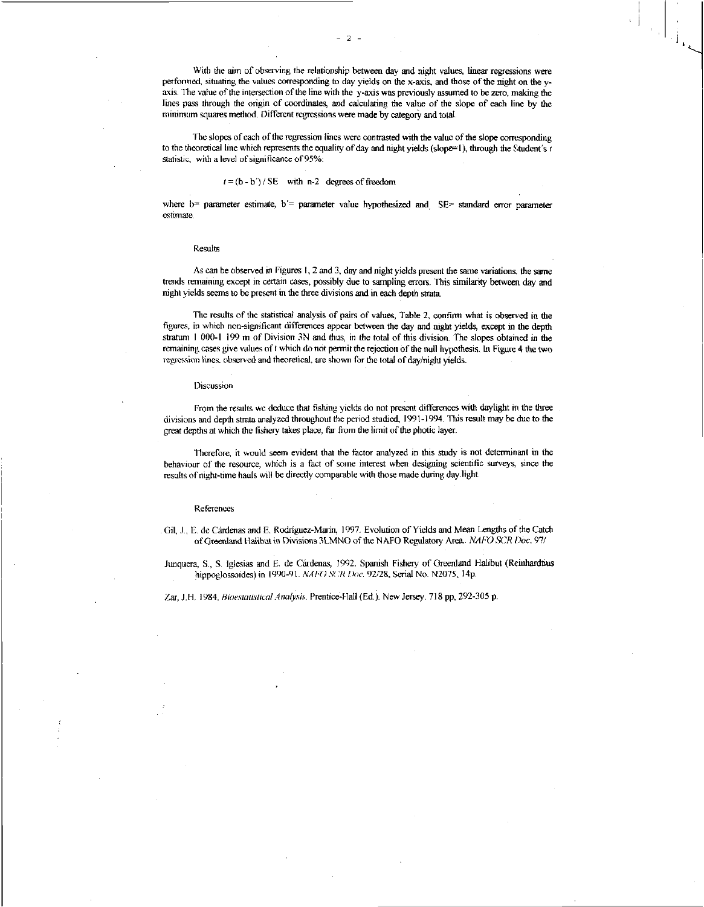With the aim of observing the relationship between day and night values, linear regressions were performed, situating the values corresponding to day yields on the x-axis, and those of the night on the y-axis. The value of the intersection of the line with the y-axis was previously assumed to be zero, making the lines pass through the origin of coordinates, and calculating the value of the slope of each line by the minimum squares method. Different regressions were made by category and total.

The slopes of each of the regression lines were contrasted with the value of the slope corresponding to the theoretical line which represents the equality of day and night yields (slope=1), through the Student's $t$ statistic, with a level of significance of 95%:

$$t = (b - b') / SE \quad \text{with } n\text{-}2 \text{ degrees of freedom}$$

where b= parameter estimate, b'= parameter value hypothesized and SE= standard error parameter estimate.

## Results

As can be observed in Figures 1, 2 and 3, day and night yields present the same variations, the same trends remaining except in certain cases, possibly due to sampling errors. This similarity between day and night yields seems to be present in the three divisions and in each depth strata.

The results of the statistical analysis of pairs of values, Table 2, confirm what is observed in the figures, in which non-significant differences appear between the day and night yields, except in the depth stratum 1 000-1 199 m of Division 3N and thus, in the total of this division. The slopes obtained in the remaining cases give values of t which do not permit the rejection of the null hypothesis. In Figure 4 the two regression lines, observed and theoretical, are shown for the total of day/night yields.

## Discussion

From the results we deduce that fishing yields do not present differences with daylight in the three divisions and depth strata analyzed throughout the period studied, 1991-1994. This result may be due to the great depths at which the fishery takes place, far from the limit of the photic layer.

Therefore, it would seem evident that the factor analyzed in this study is not determinant in the behaviour of the resource, which is a fact of some interest when designing scientific surveys, since the results of night-time hauls will be directly comparable with those made during day light.

## References

Gil, J., E. de Cárdenas and E. Rodríguez-Marín, 1997. Evolution of Yields and Mean Lengths of the Catch of Greenland Halibut in Divisions 3LMNO of the NAFO Regulatory Area. *NAFO SCR Doc.* 97/

Junquera, S., S. Iglesias and E. de Cárdenas, 1992. Spanish Fishery of Greenland Halibut (Reinhardtius hippoglossoides) in 1990-91. *NAFO SCR Doc.* 92/28, Serial No. N2075, 14p.

Zar, J.H. 1984. *Biostatistical Analysis*. Prentice-Hall (Ed.). New Jersey. 718 pp, 292-305 p.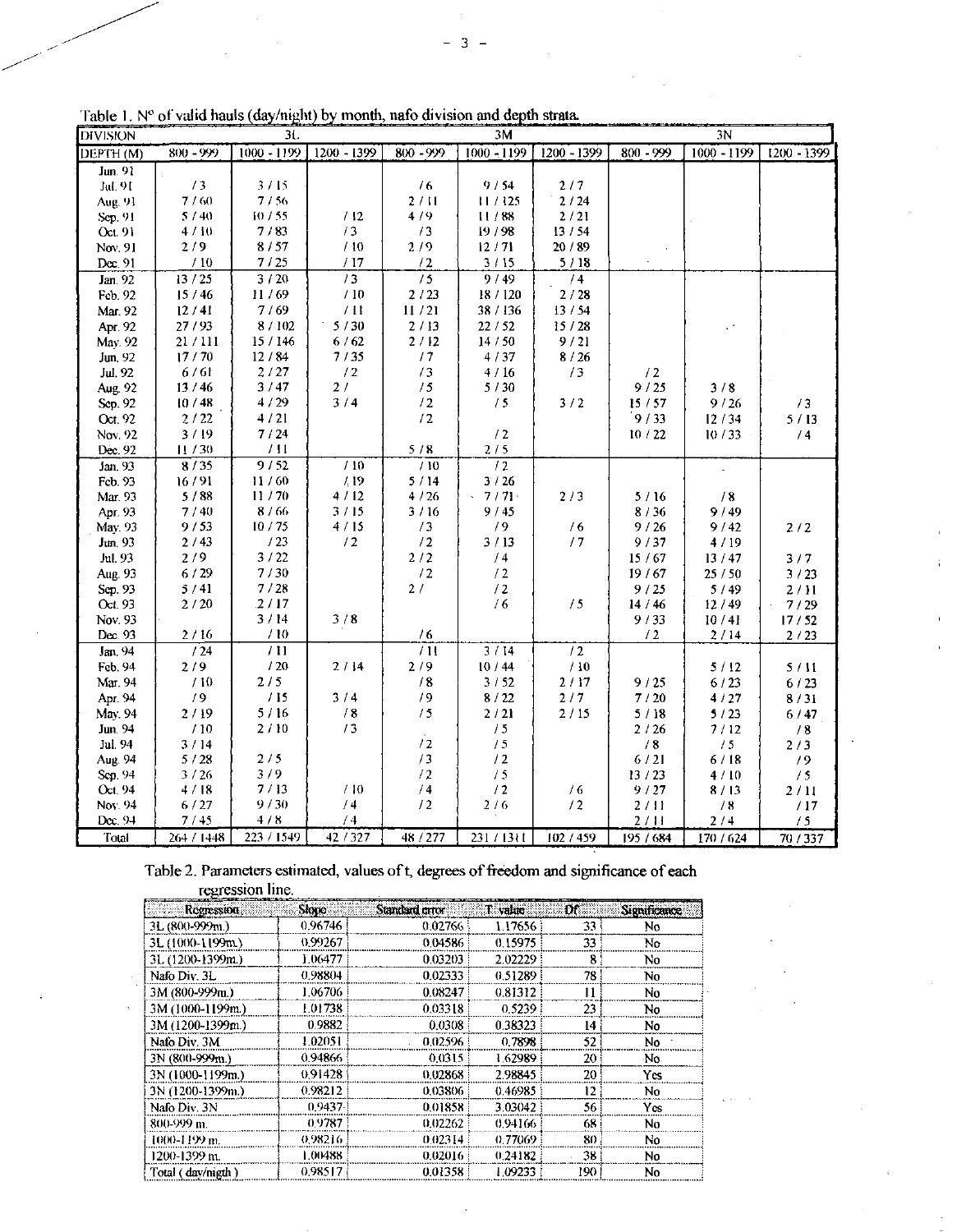Table 1. N° of valid hauls (day/night) by month, nafo division and depth strata.

| DIVISION | 3L | | | 3M | | | 3N | | |
|---|---|---|---|---|---|---|---|---|---|
| DEPTH (M) | 800 - 999 | 1000 - 1199 | 1200 - 1399 | 800 - 999 | 1000 - 1199 | 1200 - 1399 | 800 - 999 | 1000 - 1199 | 1200 - 1399 |
| Jun. 91 | | | | | | | | | |
| Jul. 91 | / 3 | 3 / 15 | | / 6 | 9 / 54 | 2 / 7 | | | |
| Aug. 91 | 7 / 60 | 7 / 56 | | 2 / 11 | 11 / 125 | 2 / 24 | | | |
| Sep. 91 | 5 / 40 | 10 / 55 | / 12 | 4 / 9 | 11 / 88 | 2 / 21 | | | |
| Oct. 91 | 4 / 10 | 7 / 83 | / 3 | / 3 | 19 / 98 | 13 / 54 | | | |
| Nov. 91 | 2 / 9 | 8 / 57 | / 10 | 2 / 9 | 12 / 71 | 20 / 89 | | | |
| Dec. 91 | / 10 | 7 / 25 | / 17 | / 2 | 3 / 15 | 5 / 18 | | | |
| Jan. 92 | 13 / 25 | 3 / 20 | / 3 | / 5 | 9 / 49 | / 4 | | | |
| Feb. 92 | 15 / 46 | 11 / 69 | / 10 | 2 / 23 | 18 / 120 | 2 / 28 | | | |
| Mar. 92 | 12 / 41 | 7 / 69 | / 11 | 11 / 21 | 38 / 136 | 13 / 54 | | | |
| Apr. 92 | 27 / 93 | 8 / 102 | 5 / 30 | 2 / 13 | 22 / 52 | 15 / 28 | | | |
| May. 92 | 21 / 111 | 15 / 146 | 6 / 62 | 2 / 12 | 14 / 50 | 9 / 21 | | | |
| Jun. 92 | 17 / 70 | 12 / 84 | 7 / 35 | / 7 | 4 / 37 | 8 / 26 | | | |
| Jul. 92 | 6 / 61 | 2 / 27 | / 2 | / 3 | 4 / 16 | / 3 | / 2 | | |
| Aug. 92 | 13 / 46 | 3 / 47 | 2 / | / 5 | 5 / 30 | | 9 / 25 | 3 / 8 | |
| Sep. 92 | 10 / 48 | 4 / 29 | 3 / 4 | / 2 | / 5 | 3 / 2 | 15 / 57 | 9 / 26 | / 3 |
| Oct. 92 | 2 / 22 | 4 / 21 | | / 2 | | | 9 / 33 | 12 / 34 | 5 / 13 |
| Nov. 92 | 3 / 19 | 7 / 24 | | | / 2 | | 10 / 22 | 10 / 33 | / 4 |
| Dec. 92 | 11 / 30 | / 11 | | 5 / 8 | 2 / 5 | | | | |
| Jan. 93 | 8 / 35 | 9 / 52 | / 10 | / 10 | / 2 | | | | |
| Feb. 93 | 16 / 91 | 11 / 60 | / 19 | 5 / 14 | 3 / 26 | | | | |
| Mar. 93 | 5 / 88 | 11 / 70 | 4 / 12 | 4 / 26 | 7 / 71 | 2 / 3 | 5 / 16 | / 8 | |
| Apr. 93 | 7 / 40 | 8 / 66 | 3 / 15 | 3 / 16 | 9 / 45 | | 8 / 36 | 9 / 49 | |
| May. 93 | 9 / 53 | 10 / 75 | 4 / 15 | / 3 | / 9 | / 6 | 9 / 26 | 9 / 42 | 2 / 2 |
| Jun. 93 | 2 / 43 | / 23 | / 2 | / 2 | 3 / 13 | / 7 | 9 / 37 | 4 / 19 | |
| Jul. 93 | 2 / 9 | 3 / 22 | | 2 / 2 | / 4 | | 15 / 67 | 13 / 47 | 3 / 7 |
| Aug. 93 | 6 / 29 | 7 / 30 | | / 2 | / 2 | | 19 / 67 | 25 / 50 | 3 / 23 |
| Sep. 93 | 5 / 41 | 7 / 28 | | 2 / | / 2 | | 9 / 25 | 5 / 49 | 2 / 11 |
| Oct. 93 | 2 / 20 | 2 / 17 | | | / 6 | / 5 | 14 / 46 | 12 / 49 | 7 / 29 |
| Nov. 93 | | 3 / 14 | 3 / 8 | | | | 9 / 33 | 10 / 41 | 17 / 52 |
| Dec. 93 | 2 / 16 | / 10 | | / 6 | | | / 2 | 2 / 14 | 2 / 23 |
| Jan. 94 | / 24 | / 11 | | / 11 | 3 / 14 | / 2 | | | |
| Feb. 94 | 2 / 9 | / 20 | 2 / 14 | 2 / 9 | 10 / 44 | / 10 | | 5 / 12 | 5 / 11 |
| Mar. 94 | / 10 | 2 / 5 | | / 8 | 3 / 52 | 2 / 17 | 9 / 25 | 6 / 23 | 6 / 23 |
| Apr. 94 | / 9 | / 15 | 3 / 4 | / 9 | 8 / 22 | 2 / 7 | 7 / 20 | 4 / 27 | 8 / 31 |
| May. 94 | 2 / 19 | 5 / 16 | / 8 | / 5 | 2 / 21 | 2 / 15 | 5 / 18 | 5 / 23 | 6 / 47 |
| Jun. 94 | / 10 | 2 / 10 | / 3 | | / 5 | | 2 / 26 | 7 / 12 | / 8 |
| Jul. 94 | 3 / 14 | | | / 2 | / 5 | | / 8 | / 5 | 2 / 3 |
| Aug. 94 | 5 / 28 | 2 / 5 | | / 3 | / 2 | | 6 / 21 | 6 / 18 | / 9 |
| Sep. 94 | 3 / 26 | 3 / 9 | | / 2 | / 5 | | 13 / 23 | 4 / 10 | / 5 |
| Oct. 94 | 4 / 18 | 7 / 13 | / 10 | / 4 | / 2 | / 6 | 9 / 27 | 8 / 13 | 2 / 11 |
| Nov. 94 | 6 / 27 | 9 / 30 | / 4 | / 2 | 2 / 6 | / 2 | 2 / 11 | / 8 | / 17 |
| Dec. 94 | 7 / 45 | 4 / 8 | / 4 | | | | 2 / 11 | 2 / 4 | / 5 |
| Total | 264 / 1448 | 223 / 1549 | 42 / 327 | 48 / 277 | 231 / 1311 | 102 / 459 | 195 / 684 | 170 / 624 | 70 / 337 |

Table 2. Parameters estimated, values of t, degrees of freedom and significance of each regression line.

| Regression | Slope | Standard error | T value | Df | Significance |
|---|---|---|---|---|---|
| 3L (800-999m.) | 0.96746 | 0.02766 | 1.17656 | 33 | No |
| 3L (1000-1199m.) | 0.99267 | 0.04586 | 0.15975 | 33 | No |
| 3L (1200-1399m.) | 1.06477 | 0.03203 | 2.02229 | 8 | No |
| Nafo Div. 3L | 0.98804 | 0.02333 | 0.51289 | 78 | No |
| 3M (800-999m.) | 1.06706 | 0.08247 | 0.81312 | 11 | No |
| 3M (1000-1199m.) | 1.01738 | 0.03318 | 0.5239 | 23 | No |
| 3M (1200-1399m.) | 0.9882 | 0.0308 | 0.38323 | 14 | No |
| Nafo Div. 3M | 1.02051 | 0.02596 | 0.7898 | 52 | No |
| 3N (800-999m.) | 0.94866 | 0.0315 | 1.62989 | 20 | No |
| 3N (1000-1199m.) | 0.91428 | 0.02868 | 2.98845 | 20 | Yes |
| 3N (1200-1399m.) | 0.98212 | 0.03806 | 0.46985 | 12 | No |
| Nafo Div. 3N | 0.9437 | 0.01858 | 3.03042 | 56 | Yes |
| 800-999 m. | 0.9787 | 0.02262 | 0.94166 | 68 | No |
| 1000-1199 m. | 0.98216 | 0.02314 | 0.77069 | 80 | No |
| 1200-1399 m. | 1.00488 | 0.02016 | 0.24182 | 38 | No |
| Total ( day/nigth ) | 0.98517 | 0.01358 | 1.09233 | 190 | No |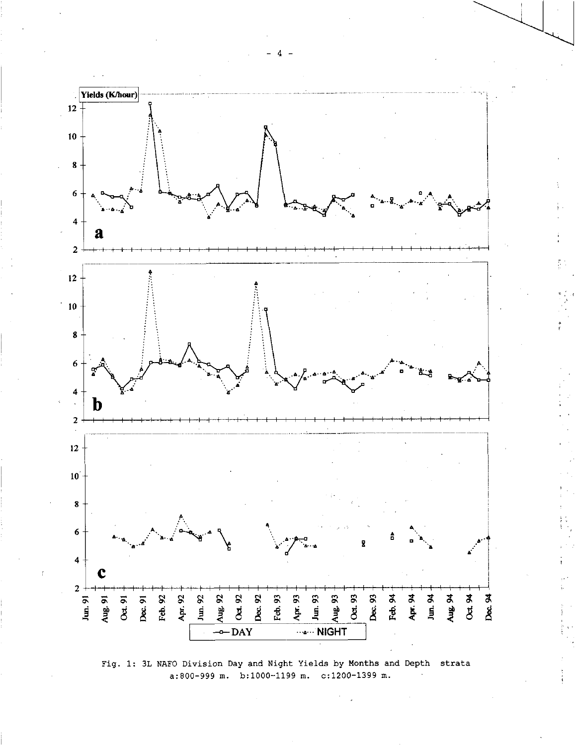Fig. 1: 3L NAFO Division Day and Night Yields by Months and Depth strata a:800-999 m. b:1000-1199 m. c:1200-1399 m.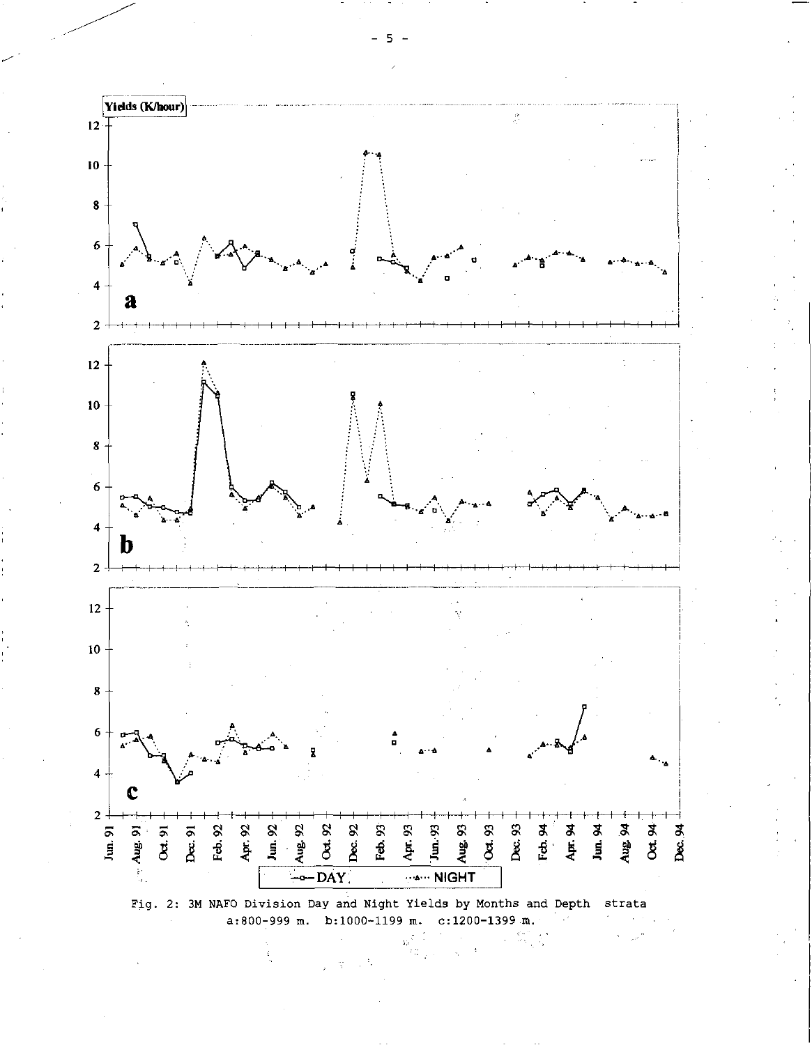Fig. 2: 3M NAFO Division Day and Night Yields by Months and Depth strata a:800-999 m. b:1000-1199 m. c:1200-1399 m.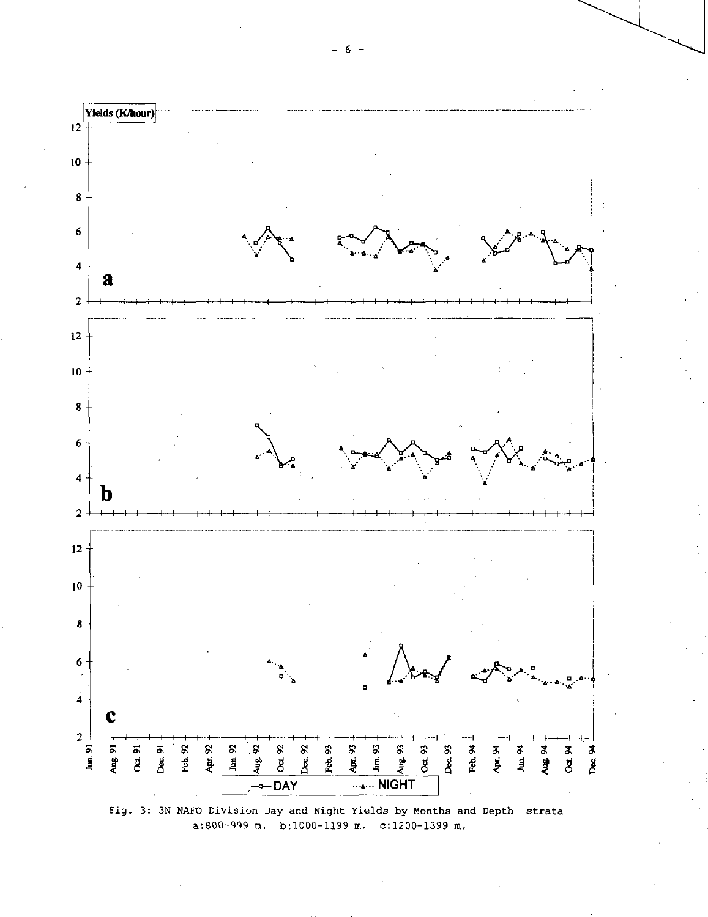Fig. 3: 3N NAFO Division Day and Night Yields by Months and Depth strata
a:800-999 m. b:1000-1199 m. c:1200-1399 m.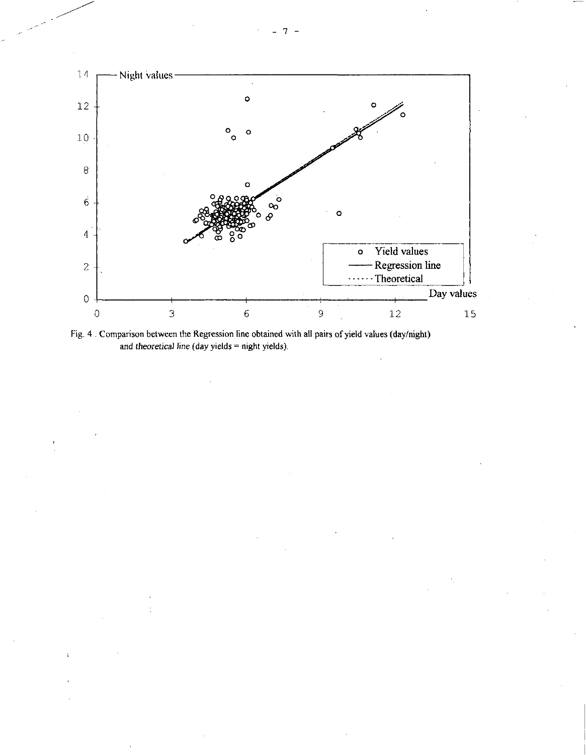Night values

14

12

10

8

6

4

2

0

0 3 6 9 12 15

Day values

o Yield values

Regression line

Theoretical

Fig. 4 . Comparison between the Regression line obtained with all pairs of yield values (day/night) and *theoretical line* (day yields = night yields).